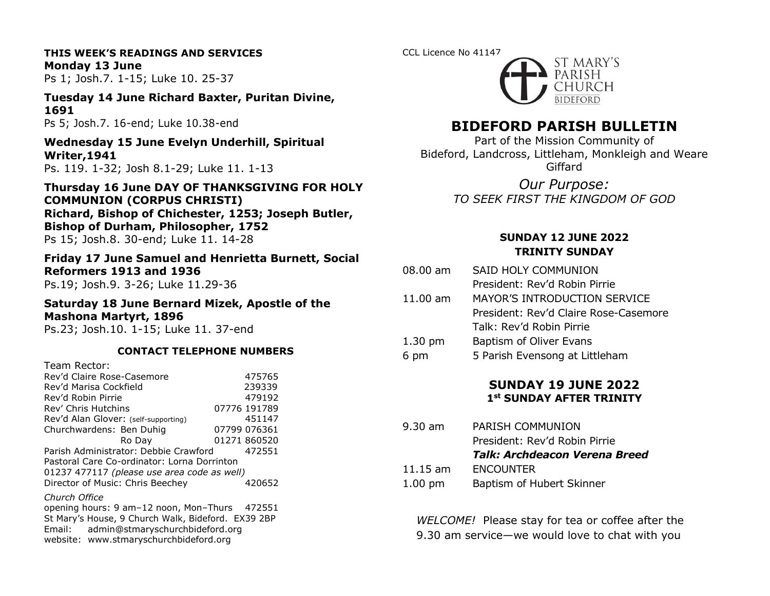**THIS WEEK'S READINGS AND SERVICES**

**Monday 13 June**
Ps 1; Josh.7. 1-15; Luke 10. 25-37

**Tuesday 14 June Richard Baxter, Puritan Divine, 1691**
Ps 5; Josh.7. 16-end; Luke 10.38-end

**Wednesday 15 June Evelyn Underhill, Spiritual Writer,1941**
Ps. 119. 1-32; Josh 8.1-29; Luke 11. 1-13

**Thursday 16 June DAY OF THANKSGIVING FOR HOLY COMMUNION (CORPUS CHRISTI)**
**Richard, Bishop of Chichester, 1253; Joseph Butler, Bishop of Durham, Philosopher, 1752**
Ps 15; Josh.8. 30-end; Luke 11. 14-28

**Friday 17 June Samuel and Henrietta Burnett, Social Reformers 1913 and 1936**
Ps.19; Josh.9. 3-26; Luke 11.29-36

**Saturday 18 June Bernard Mizek, Apostle of the Mashona Martyrt, 1896**
Ps.23; Josh.10. 1-15; Luke 11. 37-end

**CONTACT TELEPHONE NUMBERS**

Team Rector:

| | |
|---|---|
| Rev'd Claire Rose-Casemore | 475765 |
| Rev'd Marisa Cockfield | 239339 |
| Rev'd Robin Pirrie | 479192 |
| Rev' Chris Hutchins | 07776 191789 |
| Rev'd Alan Glover: (self-supporting) | 451147 |
| Churchwardens: Ben Duhig | 07799 076361 |
| Ro Day | 01271 860520 |
| Parish Administrator: Debbie Crawford | 472551 |

Pastoral Care Co-ordinator: Lorna Dorrinton
01237 477117 *(please use area code as well)*
Director of Music: Chris Beechey 420652

*Church Office*
opening hours: 9 am–12 noon, Mon–Thurs 472551
St Mary's House, 9 Church Walk, Bideford. EX39 2BP
Email: admin@stmaryschurchbideford.org
website: www.stmaryschurchbideford.org

CCL Licence No 41147

ST MARY'S PARISH CHURCH BIDEFORD

# BIDEFORD PARISH BULLETIN

Part of the Mission Community of
Bideford, Landcross, Littleham, Monkleigh and Weare Giffard

*Our Purpose:*
*TO SEEK FIRST THE KINGDOM OF GOD*

## SUNDAY 12 JUNE 2022
## TRINITY SUNDAY

| | |
|---|---|
| 08.00 am | SAID HOLY COMMUNION<br>President: Rev'd Robin Pirrie |
| 11.00 am | MAYOR'S INTRODUCTION SERVICE<br>President: Rev'd Claire Rose-Casemore<br>Talk: Rev'd Robin Pirrie |
| 1.30 pm | Baptism of Oliver Evans |
| 6 pm | 5 Parish Evensong at Littleham |

## SUNDAY 19 JUNE 2022
## 1st SUNDAY AFTER TRINITY

| | |
|---|---|
| 9.30 am | PARISH COMMUNION<br>President: Rev'd Robin Pirrie<br>***Talk: Archdeacon Verena Breed*** |
| 11.15 am | ENCOUNTER |
| 1.00 pm | Baptism of Hubert Skinner |

*WELCOME!* Please stay for tea or coffee after the 9.30 am service—we would love to chat with you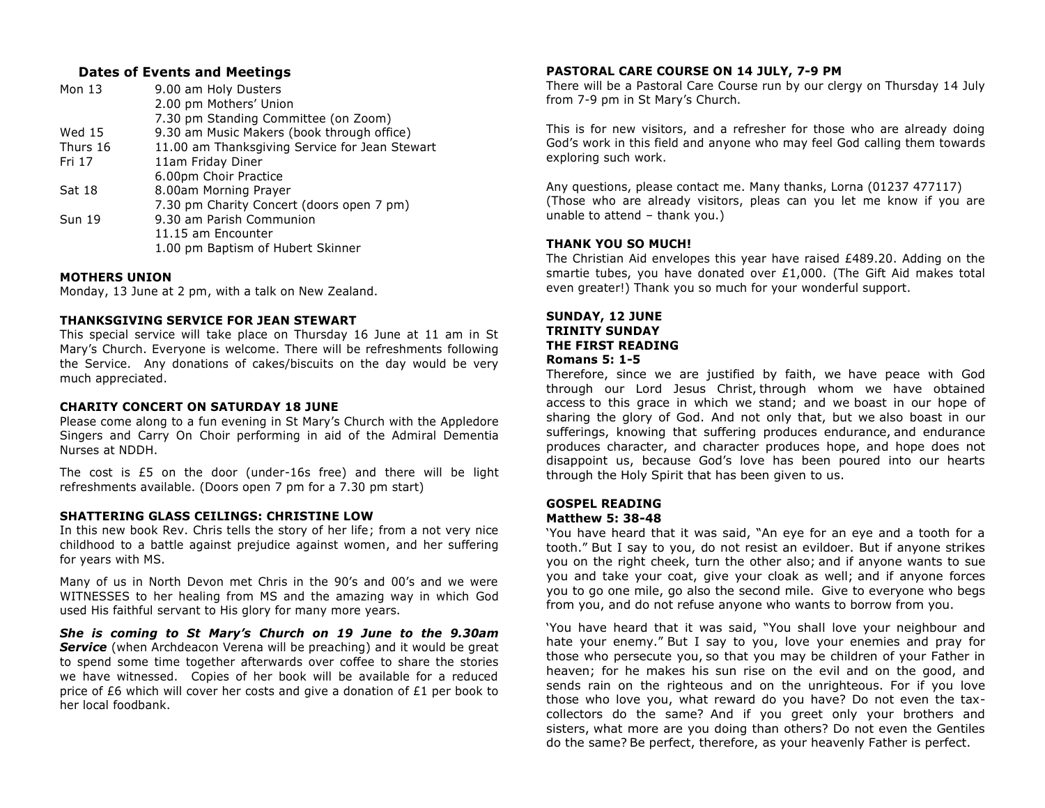## Dates of Events and Meetings

| | |
|---|---|
| Mon 13 | 9.00 am Holy Dusters |
| | 2.00 pm Mothers' Union |
| | 7.30 pm Standing Committee (on Zoom) |
| Wed 15 | 9.30 am Music Makers (book through office) |
| Thurs 16 | 11.00 am Thanksgiving Service for Jean Stewart |
| Fri 17 | 11am Friday Diner |
| | 6.00pm Choir Practice |
| Sat 18 | 8.00am Morning Prayer |
| | 7.30 pm Charity Concert (doors open 7 pm) |
| Sun 19 | 9.30 am Parish Communion |
| | 11.15 am Encounter |
| | 1.00 pm Baptism of Hubert Skinner |

**MOTHERS UNION**

Monday, 13 June at 2 pm, with a talk on New Zealand.

**THANKSGIVING SERVICE FOR JEAN STEWART**

This special service will take place on Thursday 16 June at 11 am in St Mary's Church. Everyone is welcome. There will be refreshments following the Service. Any donations of cakes/biscuits on the day would be very much appreciated.

**CHARITY CONCERT ON SATURDAY 18 JUNE**

Please come along to a fun evening in St Mary's Church with the Appledore Singers and Carry On Choir performing in aid of the Admiral Dementia Nurses at NDDH.

The cost is £5 on the door (under-16s free) and there will be light refreshments available. (Doors open 7 pm for a 7.30 pm start)

**SHATTERING GLASS CEILINGS: CHRISTINE LOW**

In this new book Rev. Chris tells the story of her life; from a not very nice childhood to a battle against prejudice against women, and her suffering for years with MS.

Many of us in North Devon met Chris in the 90's and 00's and we were WITNESSES to her healing from MS and the amazing way in which God used His faithful servant to His glory for many more years.

***She is coming to St Mary's Church on 19 June to the 9.30am Service*** (when Archdeacon Verena will be preaching) and it would be great to spend some time together afterwards over coffee to share the stories we have witnessed. Copies of her book will be available for a reduced price of £6 which will cover her costs and give a donation of £1 per book to her local foodbank.

**PASTORAL CARE COURSE ON 14 JULY, 7-9 PM**

There will be a Pastoral Care Course run by our clergy on Thursday 14 July from 7-9 pm in St Mary's Church.

This is for new visitors, and a refresher for those who are already doing God's work in this field and anyone who may feel God calling them towards exploring such work.

Any questions, please contact me. Many thanks, Lorna (01237 477117)
(Those who are already visitors, pleas can you let me know if you are unable to attend – thank you.)

**THANK YOU SO MUCH!**

The Christian Aid envelopes this year have raised £489.20. Adding on the smartie tubes, you have donated over £1,000. (The Gift Aid makes total even greater!) Thank you so much for your wonderful support.

**SUNDAY, 12 JUNE**
**TRINITY SUNDAY**
**THE FIRST READING**
**Romans 5: 1-5**

Therefore, since we are justified by faith, we have peace with God through our Lord Jesus Christ, through whom we have obtained access to this grace in which we stand; and we boast in our hope of sharing the glory of God. And not only that, but we also boast in our sufferings, knowing that suffering produces endurance, and endurance produces character, and character produces hope, and hope does not disappoint us, because God's love has been poured into our hearts through the Holy Spirit that has been given to us.

**GOSPEL READING**
**Matthew 5: 38-48**

'You have heard that it was said, "An eye for an eye and a tooth for a tooth." But I say to you, do not resist an evildoer. But if anyone strikes you on the right cheek, turn the other also; and if anyone wants to sue you and take your coat, give your cloak as well; and if anyone forces you to go one mile, go also the second mile. Give to everyone who begs from you, and do not refuse anyone who wants to borrow from you.

'You have heard that it was said, "You shall love your neighbour and hate your enemy." But I say to you, love your enemies and pray for those who persecute you, so that you may be children of your Father in heaven; for he makes his sun rise on the evil and on the good, and sends rain on the righteous and on the unrighteous. For if you love those who love you, what reward do you have? Do not even the tax-collectors do the same? And if you greet only your brothers and sisters, what more are you doing than others? Do not even the Gentiles do the same? Be perfect, therefore, as your heavenly Father is perfect.